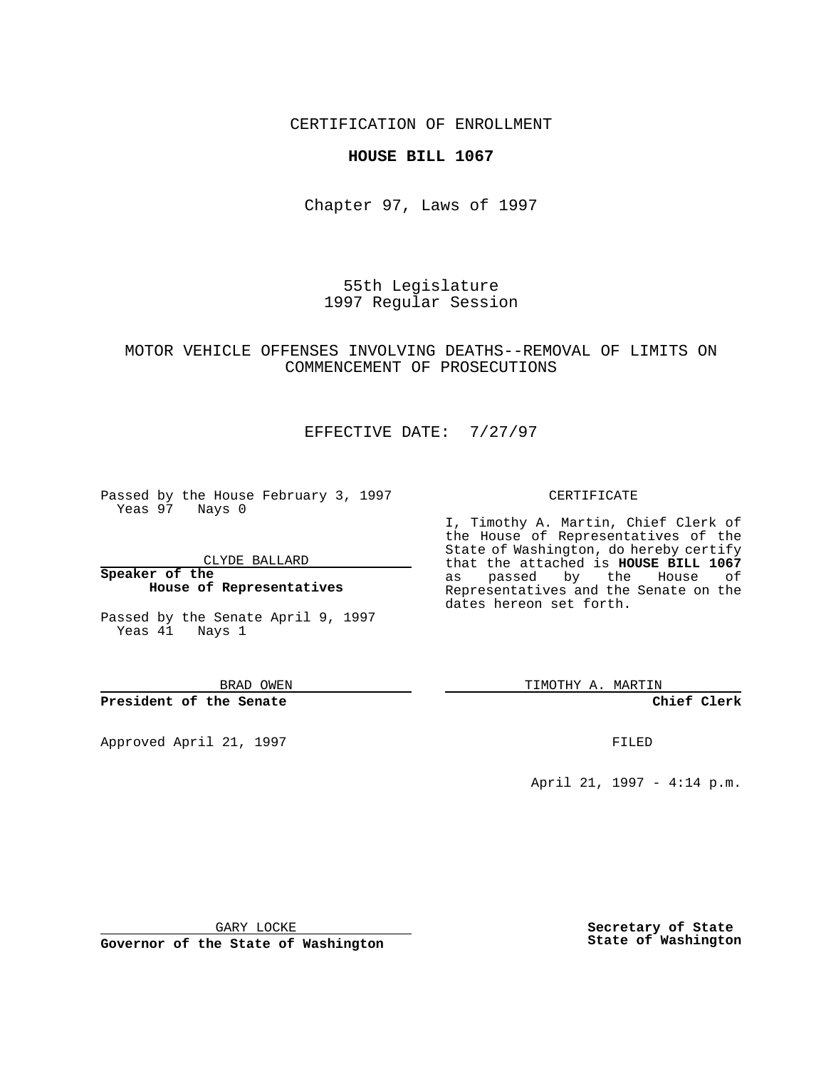CERTIFICATION OF ENROLLMENT

**HOUSE BILL 1067**

Chapter 97, Laws of 1997

55th Legislature
1997 Regular Session

MOTOR VEHICLE OFFENSES INVOLVING DEATHS--REMOVAL OF LIMITS ON COMMENCEMENT OF PROSECUTIONS

EFFECTIVE DATE: 7/27/97

Passed by the House February 3, 1997
Yeas 97 Nays 0

CLYDE BALLARD

**Speaker of the House of Representatives**

Passed by the Senate April 9, 1997
Yeas 41 Nays 1

BRAD OWEN

**President of the Senate**

Approved April 21, 1997

GARY LOCKE

**Governor of the State of Washington**

CERTIFICATE

I, Timothy A. Martin, Chief Clerk of the House of Representatives of the State of Washington, do hereby certify that the attached is **HOUSE BILL 1067** as passed by the House of Representatives and the Senate on the dates hereon set forth.

TIMOTHY A. MARTIN

**Chief Clerk**

FILED

April 21, 1997 - 4:14 p.m.

**Secretary of State State of Washington**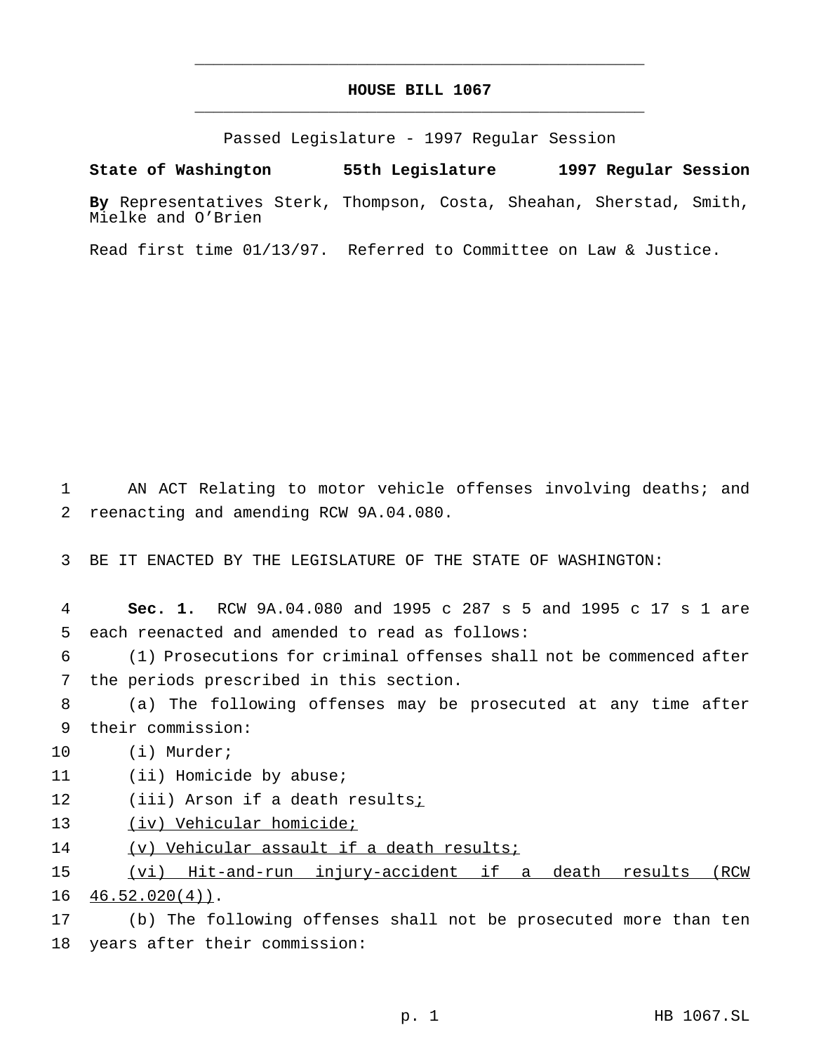# HOUSE BILL 1067

Passed Legislature - 1997 Regular Session

**State of Washington 55th Legislature 1997 Regular Session**

**By** Representatives Sterk, Thompson, Costa, Sheahan, Sherstad, Smith, Mielke and O'Brien

Read first time 01/13/97. Referred to Committee on Law & Justice.

AN ACT Relating to motor vehicle offenses involving deaths; and reenacting and amending RCW 9A.04.080.

BE IT ENACTED BY THE LEGISLATURE OF THE STATE OF WASHINGTON:

**Sec. 1.** RCW 9A.04.080 and 1995 c 287 s 5 and 1995 c 17 s 1 are each reenacted and amended to read as follows:

(1) Prosecutions for criminal offenses shall not be commenced after the periods prescribed in this section.

(a) The following offenses may be prosecuted at any time after their commission:

(i) Murder;

(ii) Homicide by abuse;

(iii) Arson if a death results<u>;</u>

<u>(iv) Vehicular homicide;</u>

<u>(v) Vehicular assault if a death results;</u>

<u>(vi) Hit-and-run injury-accident if a death results (RCW 46.52.020(4))</u>.

(b) The following offenses shall not be prosecuted more than ten years after their commission: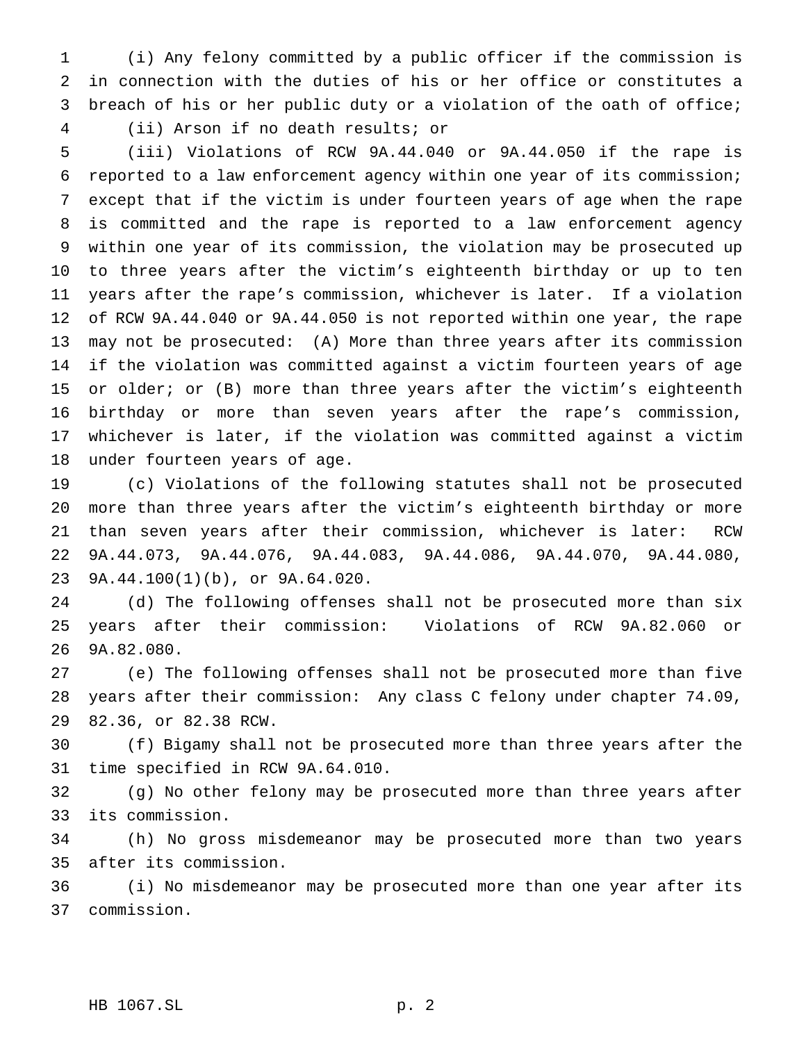(i) Any felony committed by a public officer if the commission is in connection with the duties of his or her office or constitutes a breach of his or her public duty or a violation of the oath of office;

(ii) Arson if no death results; or

(iii) Violations of RCW 9A.44.040 or 9A.44.050 if the rape is reported to a law enforcement agency within one year of its commission; except that if the victim is under fourteen years of age when the rape is committed and the rape is reported to a law enforcement agency within one year of its commission, the violation may be prosecuted up to three years after the victim's eighteenth birthday or up to ten years after the rape's commission, whichever is later. If a violation of RCW 9A.44.040 or 9A.44.050 is not reported within one year, the rape may not be prosecuted: (A) More than three years after its commission if the violation was committed against a victim fourteen years of age or older; or (B) more than three years after the victim's eighteenth birthday or more than seven years after the rape's commission, whichever is later, if the violation was committed against a victim under fourteen years of age.

(c) Violations of the following statutes shall not be prosecuted more than three years after the victim's eighteenth birthday or more than seven years after their commission, whichever is later: RCW 9A.44.073, 9A.44.076, 9A.44.083, 9A.44.086, 9A.44.070, 9A.44.080, 9A.44.100(1)(b), or 9A.64.020.

(d) The following offenses shall not be prosecuted more than six years after their commission: Violations of RCW 9A.82.060 or 9A.82.080.

(e) The following offenses shall not be prosecuted more than five years after their commission: Any class C felony under chapter 74.09, 82.36, or 82.38 RCW.

(f) Bigamy shall not be prosecuted more than three years after the time specified in RCW 9A.64.010.

(g) No other felony may be prosecuted more than three years after its commission.

(h) No gross misdemeanor may be prosecuted more than two years after its commission.

(i) No misdemeanor may be prosecuted more than one year after its commission.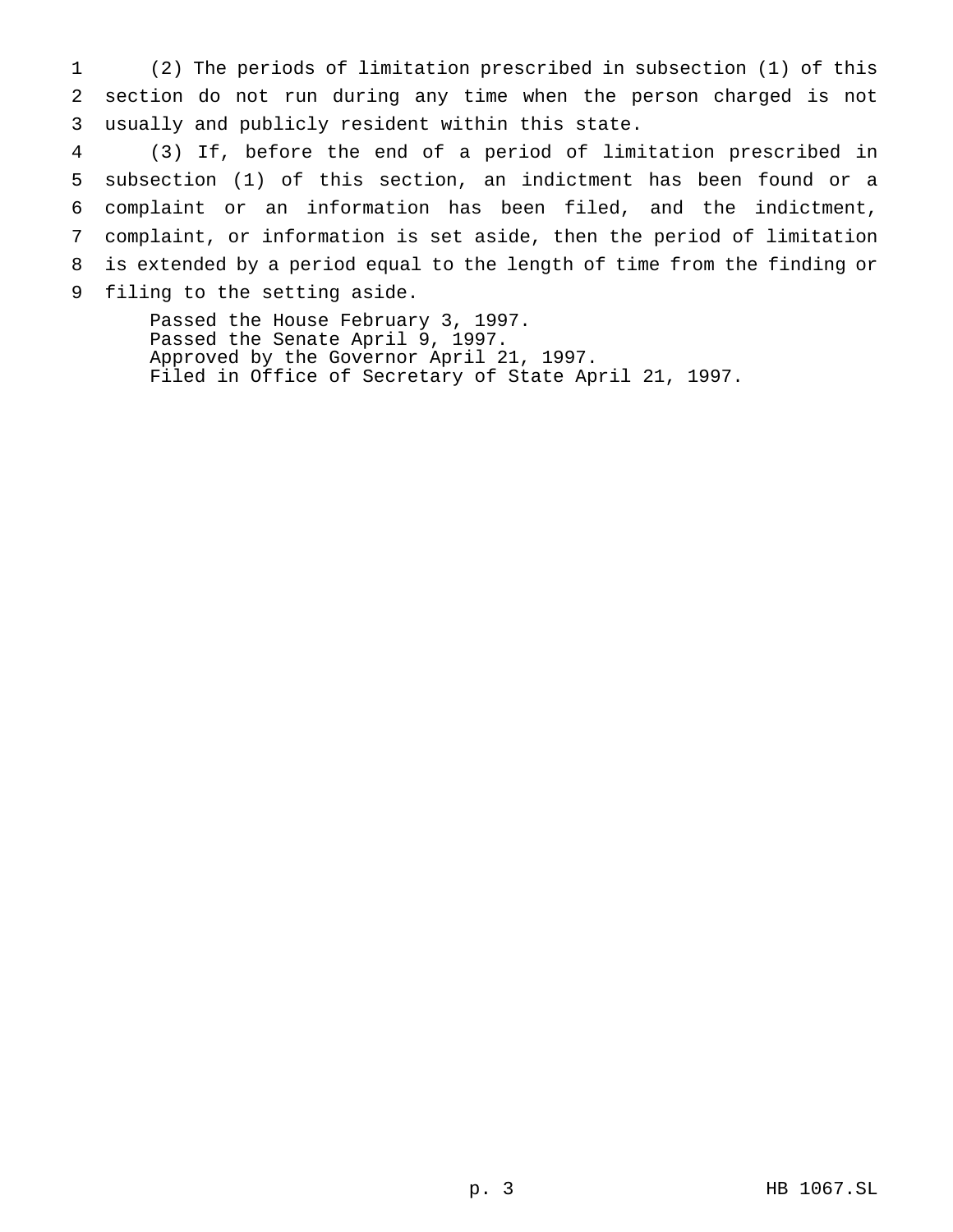(2) The periods of limitation prescribed in subsection (1) of this section do not run during any time when the person charged is not usually and publicly resident within this state.

(3) If, before the end of a period of limitation prescribed in subsection (1) of this section, an indictment has been found or a complaint or an information has been filed, and the indictment, complaint, or information is set aside, then the period of limitation is extended by a period equal to the length of time from the finding or filing to the setting aside.

Passed the House February 3, 1997.
Passed the Senate April 9, 1997.
Approved by the Governor April 21, 1997.
Filed in Office of Secretary of State April 21, 1997.